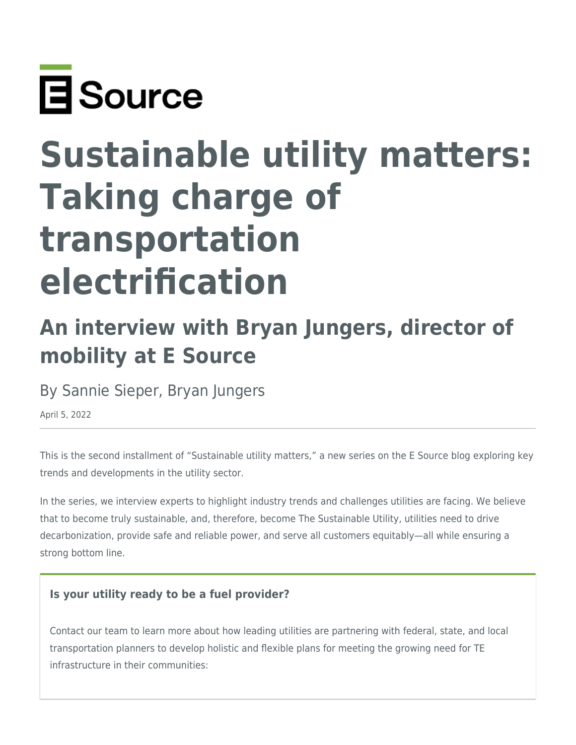E Source

# Sustainable utility matters: Taking charge of transportation electrification

## An interview with Bryan Jungers, director of mobility at E Source

By Sannie Sieper, Bryan Jungers

April 5, 2022

---

This is the second installment of “Sustainable utility matters,” a new series on the E Source blog exploring key trends and developments in the utility sector.

In the series, we interview experts to highlight industry trends and challenges utilities are facing. We believe that to become truly sustainable, and, therefore, become The Sustainable Utility, utilities need to drive decarbonization, provide safe and reliable power, and serve all customers equitably—all while ensuring a strong bottom line.

**Is your utility ready to be a fuel provider?**

Contact our team to learn more about how leading utilities are partnering with federal, state, and local transportation planners to develop holistic and flexible plans for meeting the growing need for TE infrastructure in their communities: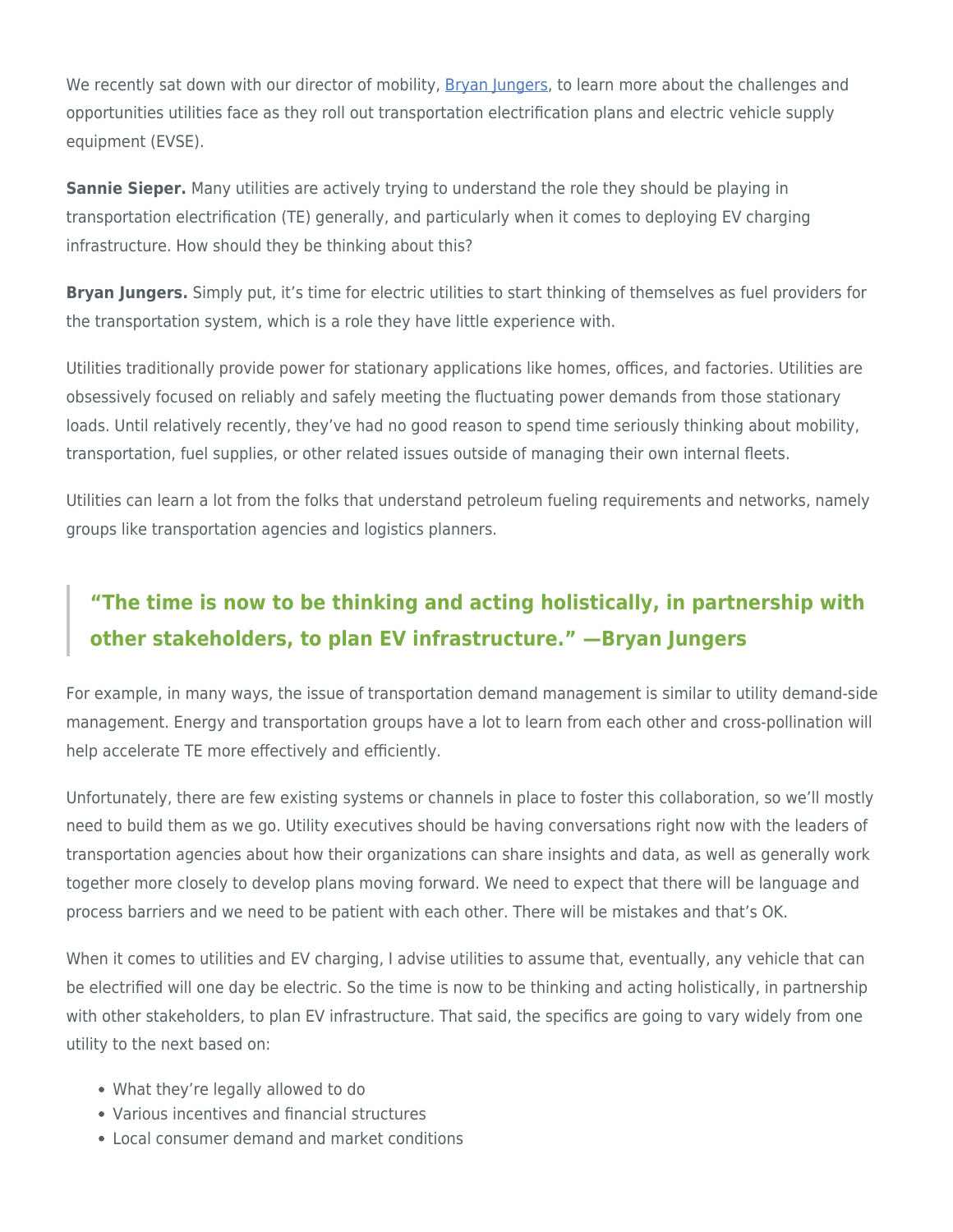We recently sat down with our director of mobility, [Bryan Jungers](), to learn more about the challenges and opportunities utilities face as they roll out transportation electrification plans and electric vehicle supply equipment (EVSE).

**Sannie Sieper.** Many utilities are actively trying to understand the role they should be playing in transportation electrification (TE) generally, and particularly when it comes to deploying EV charging infrastructure. How should they be thinking about this?

**Bryan Jungers.** Simply put, it's time for electric utilities to start thinking of themselves as fuel providers for the transportation system, which is a role they have little experience with.

Utilities traditionally provide power for stationary applications like homes, offices, and factories. Utilities are obsessively focused on reliably and safely meeting the fluctuating power demands from those stationary loads. Until relatively recently, they've had no good reason to spend time seriously thinking about mobility, transportation, fuel supplies, or other related issues outside of managing their own internal fleets.

Utilities can learn a lot from the folks that understand petroleum fueling requirements and networks, namely groups like transportation agencies and logistics planners.

> **"The time is now to be thinking and acting holistically, in partnership with other stakeholders, to plan EV infrastructure." —Bryan Jungers**

For example, in many ways, the issue of transportation demand management is similar to utility demand-side management. Energy and transportation groups have a lot to learn from each other and cross-pollination will help accelerate TE more effectively and efficiently.

Unfortunately, there are few existing systems or channels in place to foster this collaboration, so we'll mostly need to build them as we go. Utility executives should be having conversations right now with the leaders of transportation agencies about how their organizations can share insights and data, as well as generally work together more closely to develop plans moving forward. We need to expect that there will be language and process barriers and we need to be patient with each other. There will be mistakes and that's OK.

When it comes to utilities and EV charging, I advise utilities to assume that, eventually, any vehicle that can be electrified will one day be electric. So the time is now to be thinking and acting holistically, in partnership with other stakeholders, to plan EV infrastructure. That said, the specifics are going to vary widely from one utility to the next based on:

- What they're legally allowed to do
- Various incentives and financial structures
- Local consumer demand and market conditions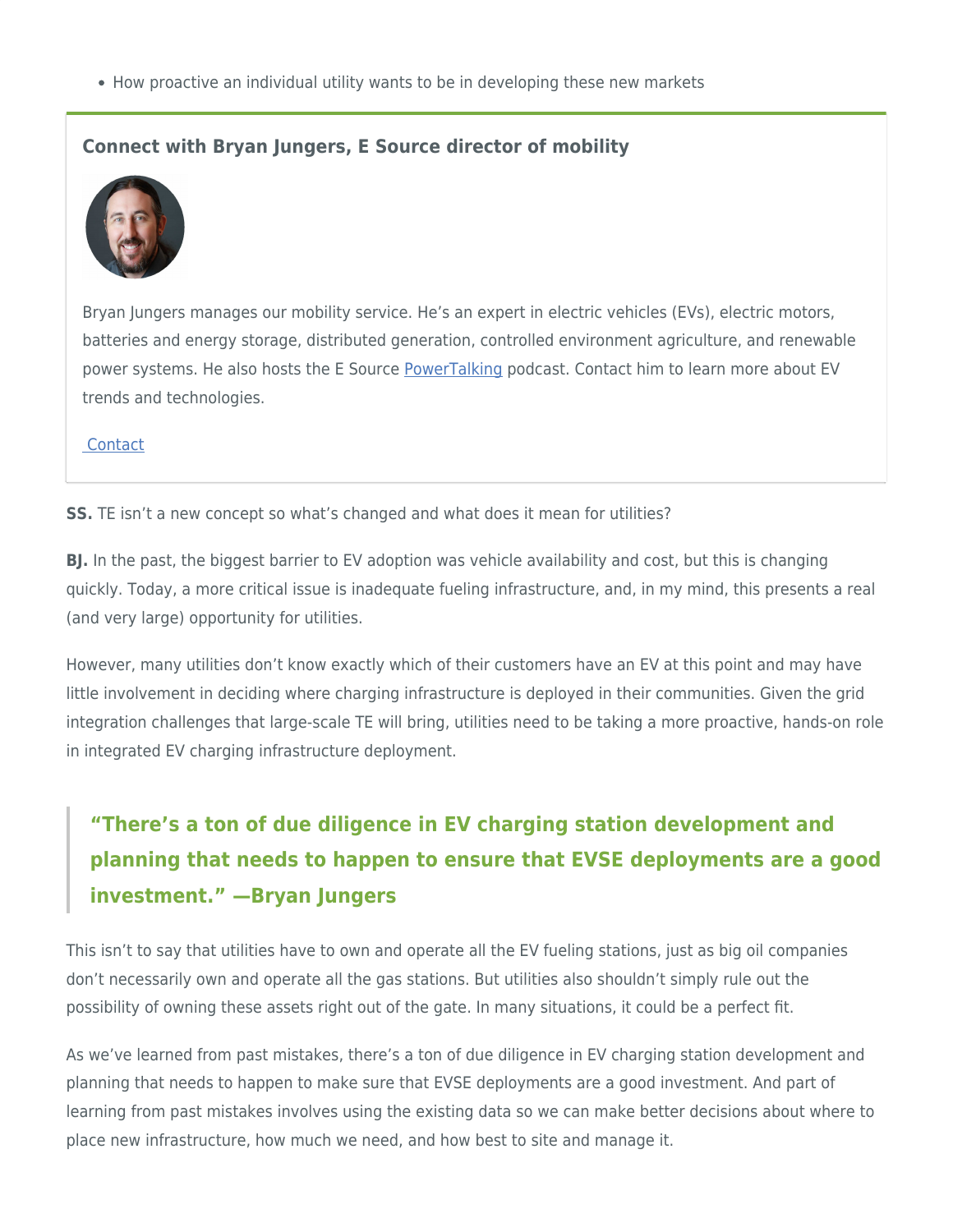- How proactive an individual utility wants to be in developing these new markets

### Connect with Bryan Jungers, E Source director of mobility

Bryan Jungers manages our mobility service. He's an expert in electric vehicles (EVs), electric motors, batteries and energy storage, distributed generation, controlled environment agriculture, and renewable power systems. He also hosts the E Source PowerTalking podcast. Contact him to learn more about EV trends and technologies.

Contact

**SS.** TE isn't a new concept so what's changed and what does it mean for utilities?

**BJ.** In the past, the biggest barrier to EV adoption was vehicle availability and cost, but this is changing quickly. Today, a more critical issue is inadequate fueling infrastructure, and, in my mind, this presents a real (and very large) opportunity for utilities.

However, many utilities don't know exactly which of their customers have an EV at this point and may have little involvement in deciding where charging infrastructure is deployed in their communities. Given the grid integration challenges that large-scale TE will bring, utilities need to be taking a more proactive, hands-on role in integrated EV charging infrastructure deployment.

> **"There's a ton of due diligence in EV charging station development and planning that needs to happen to ensure that EVSE deployments are a good investment." —Bryan Jungers**

This isn't to say that utilities have to own and operate all the EV fueling stations, just as big oil companies don't necessarily own and operate all the gas stations. But utilities also shouldn't simply rule out the possibility of owning these assets right out of the gate. In many situations, it could be a perfect fit.

As we've learned from past mistakes, there's a ton of due diligence in EV charging station development and planning that needs to happen to make sure that EVSE deployments are a good investment. And part of learning from past mistakes involves using the existing data so we can make better decisions about where to place new infrastructure, how much we need, and how best to site and manage it.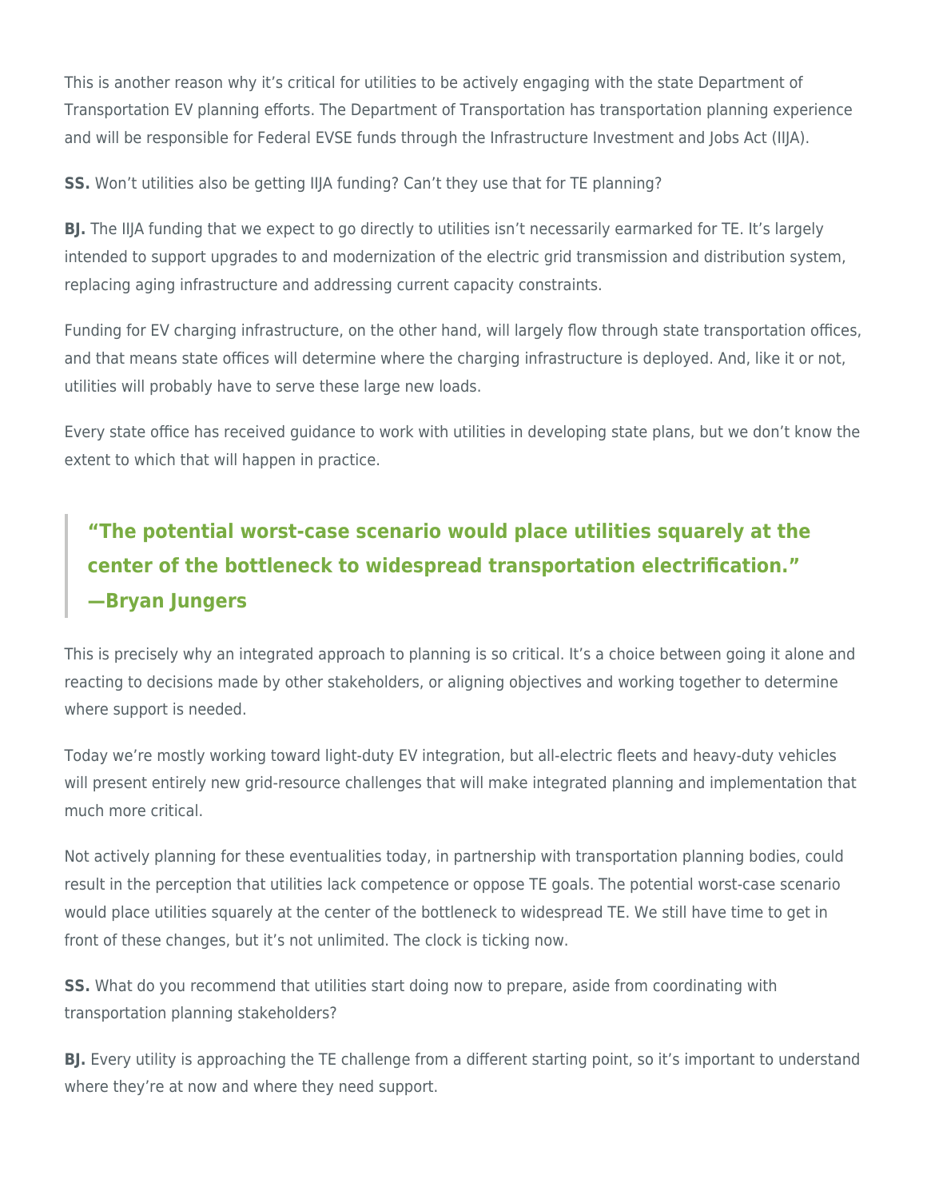This is another reason why it's critical for utilities to be actively engaging with the state Department of Transportation EV planning efforts. The Department of Transportation has transportation planning experience and will be responsible for Federal EVSE funds through the Infrastructure Investment and Jobs Act (IIJA).

**SS.** Won't utilities also be getting IIJA funding? Can't they use that for TE planning?

**BJ.** The IIJA funding that we expect to go directly to utilities isn't necessarily earmarked for TE. It's largely intended to support upgrades to and modernization of the electric grid transmission and distribution system, replacing aging infrastructure and addressing current capacity constraints.

Funding for EV charging infrastructure, on the other hand, will largely flow through state transportation offices, and that means state offices will determine where the charging infrastructure is deployed. And, like it or not, utilities will probably have to serve these large new loads.

Every state office has received guidance to work with utilities in developing state plans, but we don't know the extent to which that will happen in practice.

> **"The potential worst-case scenario would place utilities squarely at the center of the bottleneck to widespread transportation electrification." —Bryan Jungers**

This is precisely why an integrated approach to planning is so critical. It's a choice between going it alone and reacting to decisions made by other stakeholders, or aligning objectives and working together to determine where support is needed.

Today we're mostly working toward light-duty EV integration, but all-electric fleets and heavy-duty vehicles will present entirely new grid-resource challenges that will make integrated planning and implementation that much more critical.

Not actively planning for these eventualities today, in partnership with transportation planning bodies, could result in the perception that utilities lack competence or oppose TE goals. The potential worst-case scenario would place utilities squarely at the center of the bottleneck to widespread TE. We still have time to get in front of these changes, but it's not unlimited. The clock is ticking now.

**SS.** What do you recommend that utilities start doing now to prepare, aside from coordinating with transportation planning stakeholders?

**BJ.** Every utility is approaching the TE challenge from a different starting point, so it's important to understand where they're at now and where they need support.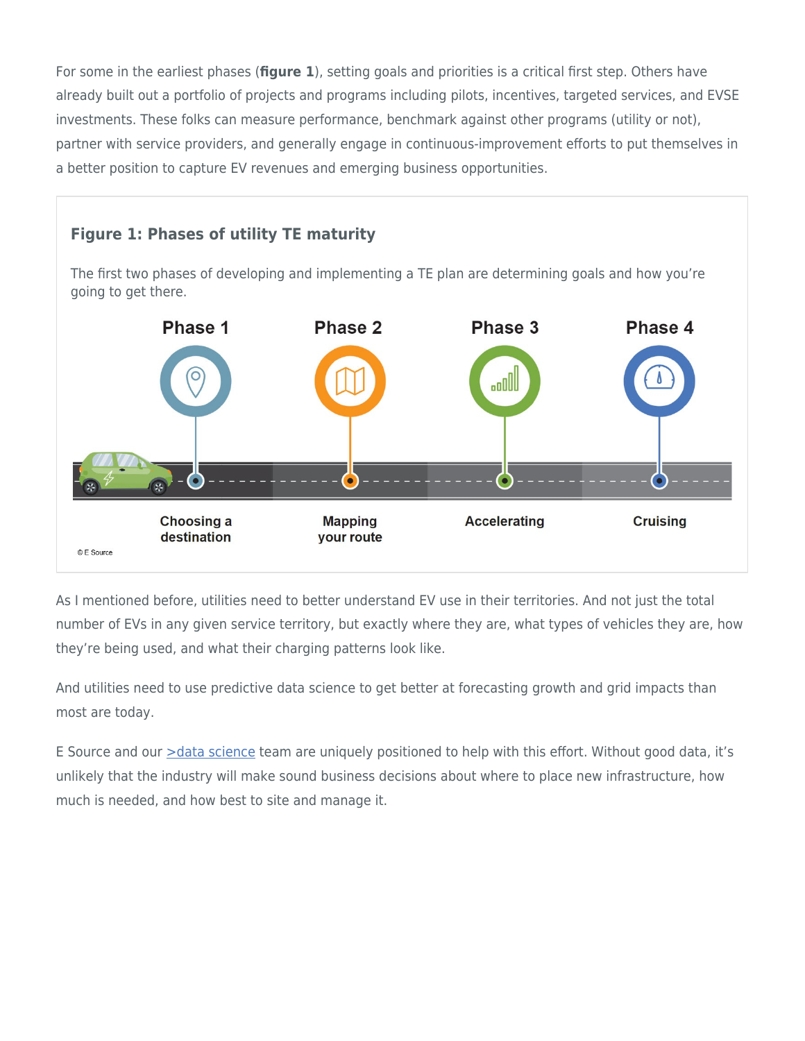For some in the earliest phases (**figure 1**), setting goals and priorities is a critical first step. Others have already built out a portfolio of projects and programs including pilots, incentives, targeted services, and EVSE investments. These folks can measure performance, benchmark against other programs (utility or not), partner with service providers, and generally engage in continuous-improvement efforts to put themselves in a better position to capture EV revenues and emerging business opportunities.

### Figure 1: Phases of utility TE maturity

The first two phases of developing and implementing a TE plan are determining goals and how you're going to get there.

Phase 1
Choosing a destination

Phase 2
Mapping your route

Phase 3
Accelerating

Phase 4
Cruising

© E Source

As I mentioned before, utilities need to better understand EV use in their territories. And not just the total number of EVs in any given service territory, but exactly where they are, what types of vehicles they are, how they're being used, and what their charging patterns look like.

And utilities need to use predictive data science to get better at forecasting growth and grid impacts than most are today.

E Source and our >data science team are uniquely positioned to help with this effort. Without good data, it's unlikely that the industry will make sound business decisions about where to place new infrastructure, how much is needed, and how best to site and manage it.